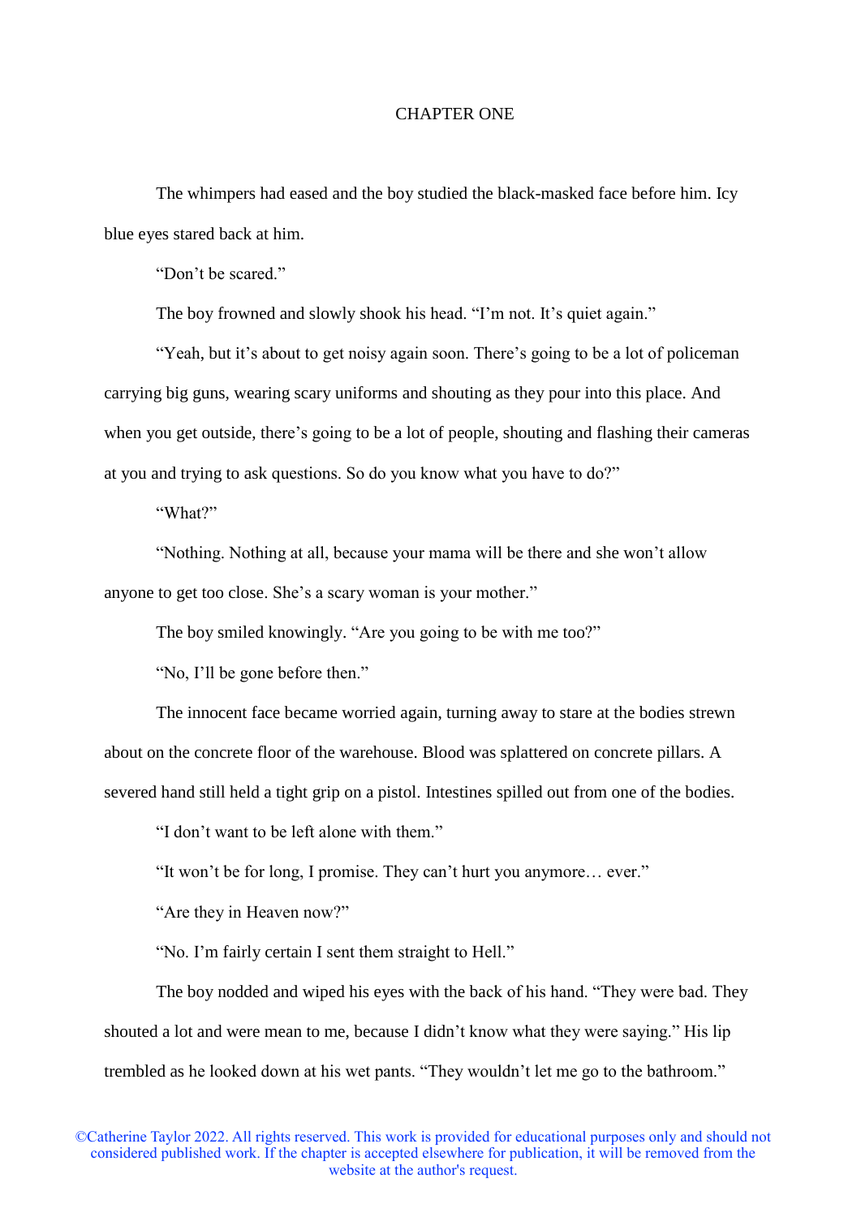# CHAPTER ONE

The whimpers had eased and the boy studied the black-masked face before him. Icy blue eyes stared back at him.

"Don't be scared."

The boy frowned and slowly shook his head. "I'm not. It's quiet again."

"Yeah, but it's about to get noisy again soon. There's going to be a lot of policeman carrying big guns, wearing scary uniforms and shouting as they pour into this place. And when you get outside, there's going to be a lot of people, shouting and flashing their cameras at you and trying to ask questions. So do you know what you have to do?"

"What?"

"Nothing. Nothing at all, because your mama will be there and she won't allow anyone to get too close. She's a scary woman is your mother."

The boy smiled knowingly. "Are you going to be with me too?"

"No, I'll be gone before then."

The innocent face became worried again, turning away to stare at the bodies strewn about on the concrete floor of the warehouse. Blood was splattered on concrete pillars. A severed hand still held a tight grip on a pistol. Intestines spilled out from one of the bodies.

"I don't want to be left alone with them."

"It won't be for long, I promise. They can't hurt you anymore… ever."

"Are they in Heaven now?"

"No. I'm fairly certain I sent them straight to Hell."

The boy nodded and wiped his eyes with the back of his hand. "They were bad. They shouted a lot and were mean to me, because I didn't know what they were saying." His lip trembled as he looked down at his wet pants. "They wouldn't let me go to the bathroom."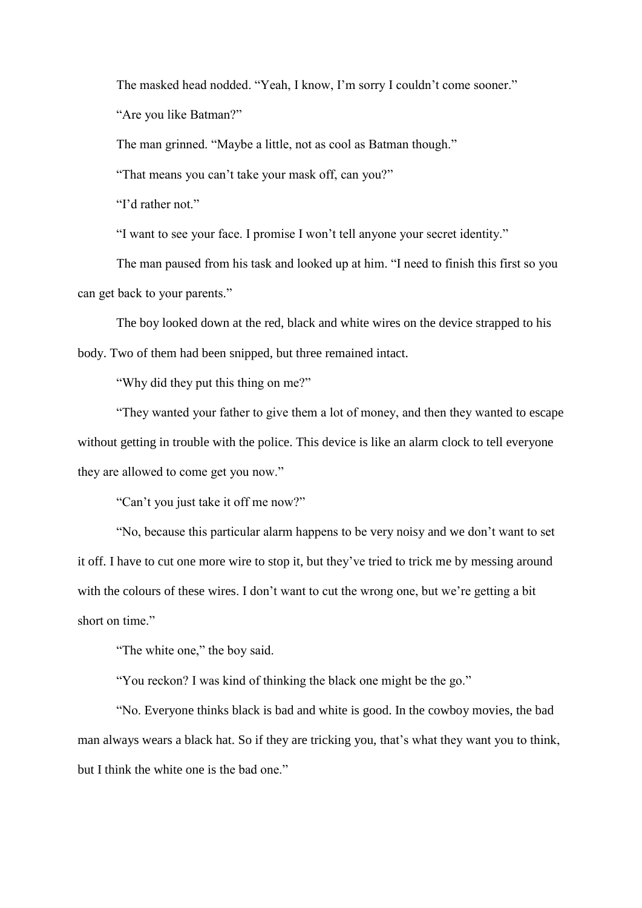The masked head nodded. “Yeah, I know, I’m sorry I couldn’t come sooner.”

“Are you like Batman?”

The man grinned. “Maybe a little, not as cool as Batman though.”

“That means you can’t take your mask off, can you?”

“I’d rather not.”

“I want to see your face. I promise I won’t tell anyone your secret identity.”

The man paused from his task and looked up at him. “I need to finish this first so you can get back to your parents.”

The boy looked down at the red, black and white wires on the device strapped to his body. Two of them had been snipped, but three remained intact.

“Why did they put this thing on me?”

“They wanted your father to give them a lot of money, and then they wanted to escape without getting in trouble with the police. This device is like an alarm clock to tell everyone they are allowed to come get you now.”

“Can’t you just take it off me now?”

“No, because this particular alarm happens to be very noisy and we don’t want to set it off. I have to cut one more wire to stop it, but they’ve tried to trick me by messing around with the colours of these wires. I don’t want to cut the wrong one, but we’re getting a bit short on time.”

“The white one,” the boy said.

“You reckon? I was kind of thinking the black one might be the go.”

“No. Everyone thinks black is bad and white is good. In the cowboy movies, the bad man always wears a black hat. So if they are tricking you, that’s what they want you to think, but I think the white one is the bad one.”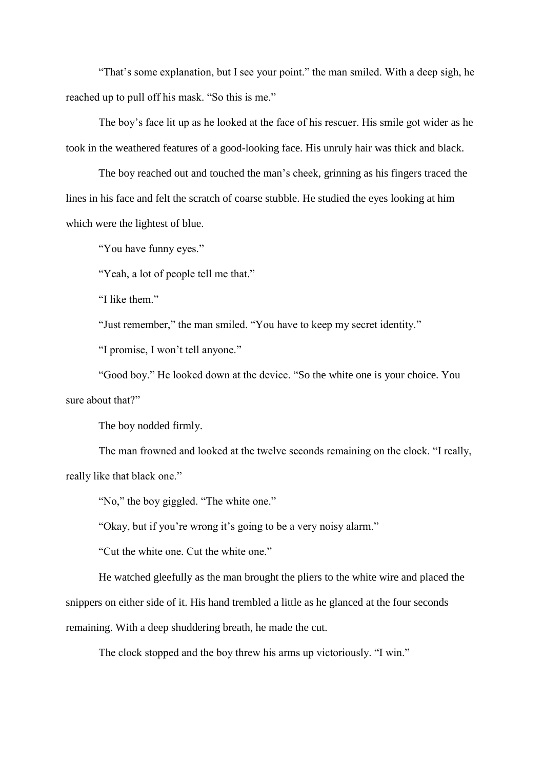"That's some explanation, but I see your point." the man smiled. With a deep sigh, he reached up to pull off his mask. "So this is me."

The boy's face lit up as he looked at the face of his rescuer. His smile got wider as he took in the weathered features of a good-looking face. His unruly hair was thick and black.

The boy reached out and touched the man's cheek, grinning as his fingers traced the lines in his face and felt the scratch of coarse stubble. He studied the eyes looking at him which were the lightest of blue.

"You have funny eyes."

"Yeah, a lot of people tell me that."

"I like them."

"Just remember," the man smiled. "You have to keep my secret identity."

"I promise, I won't tell anyone."

"Good boy." He looked down at the device. "So the white one is your choice. You sure about that?"

The boy nodded firmly.

The man frowned and looked at the twelve seconds remaining on the clock. "I really, really like that black one."

"No," the boy giggled. "The white one."

"Okay, but if you're wrong it's going to be a very noisy alarm."

"Cut the white one. Cut the white one."

He watched gleefully as the man brought the pliers to the white wire and placed the snippers on either side of it. His hand trembled a little as he glanced at the four seconds remaining. With a deep shuddering breath, he made the cut.

The clock stopped and the boy threw his arms up victoriously. "I win."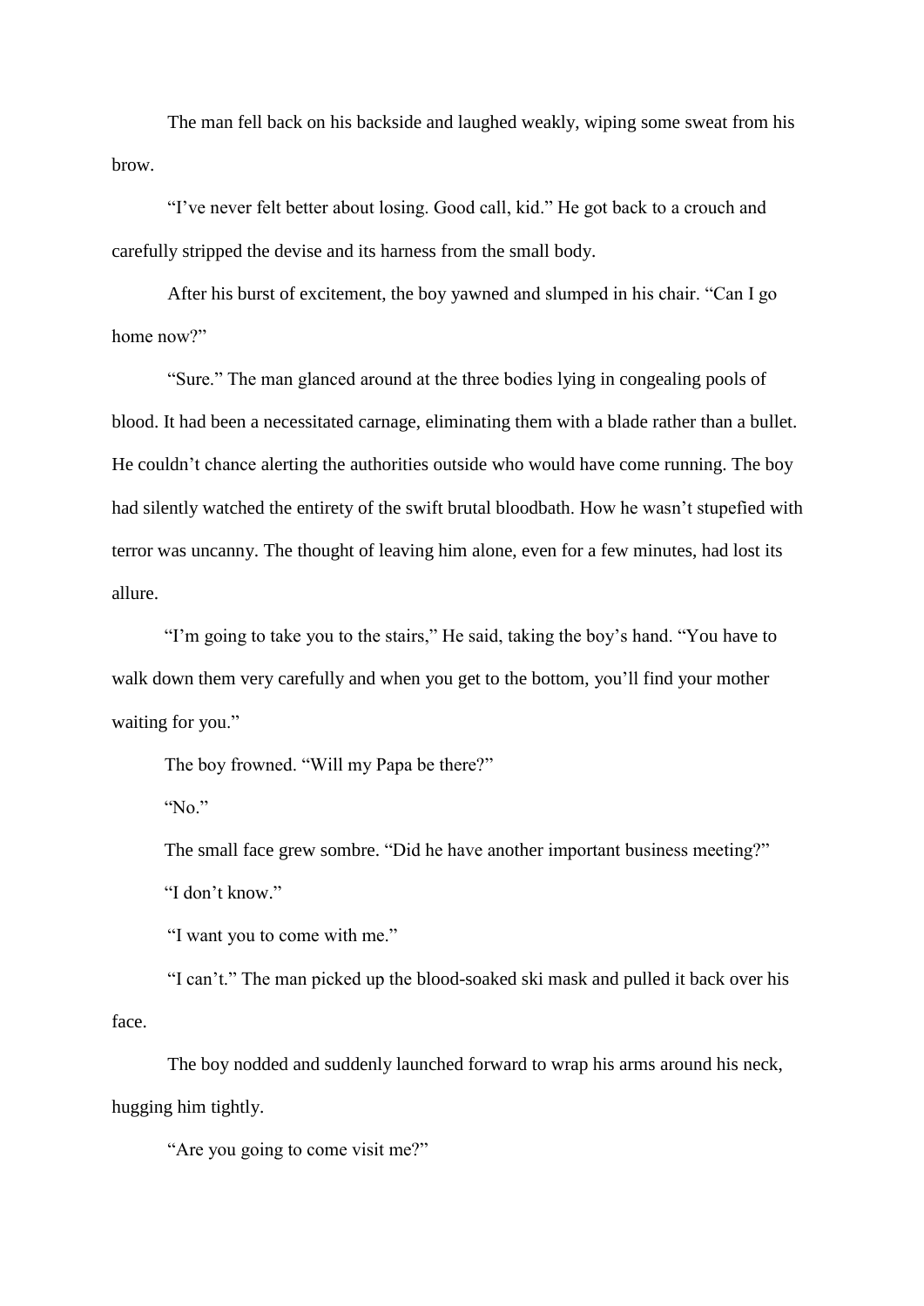The man fell back on his backside and laughed weakly, wiping some sweat from his brow.

"I've never felt better about losing. Good call, kid." He got back to a crouch and carefully stripped the devise and its harness from the small body.

After his burst of excitement, the boy yawned and slumped in his chair. "Can I go home now?"

"Sure." The man glanced around at the three bodies lying in congealing pools of blood. It had been a necessitated carnage, eliminating them with a blade rather than a bullet. He couldn't chance alerting the authorities outside who would have come running. The boy had silently watched the entirety of the swift brutal bloodbath. How he wasn't stupefied with terror was uncanny. The thought of leaving him alone, even for a few minutes, had lost its allure.

"I'm going to take you to the stairs," He said, taking the boy's hand. "You have to walk down them very carefully and when you get to the bottom, you'll find your mother waiting for you."

The boy frowned. "Will my Papa be there?"

"No."

The small face grew sombre. "Did he have another important business meeting?"

"I don't know."

"I want you to come with me."

"I can't." The man picked up the blood-soaked ski mask and pulled it back over his face.

The boy nodded and suddenly launched forward to wrap his arms around his neck, hugging him tightly.

"Are you going to come visit me?"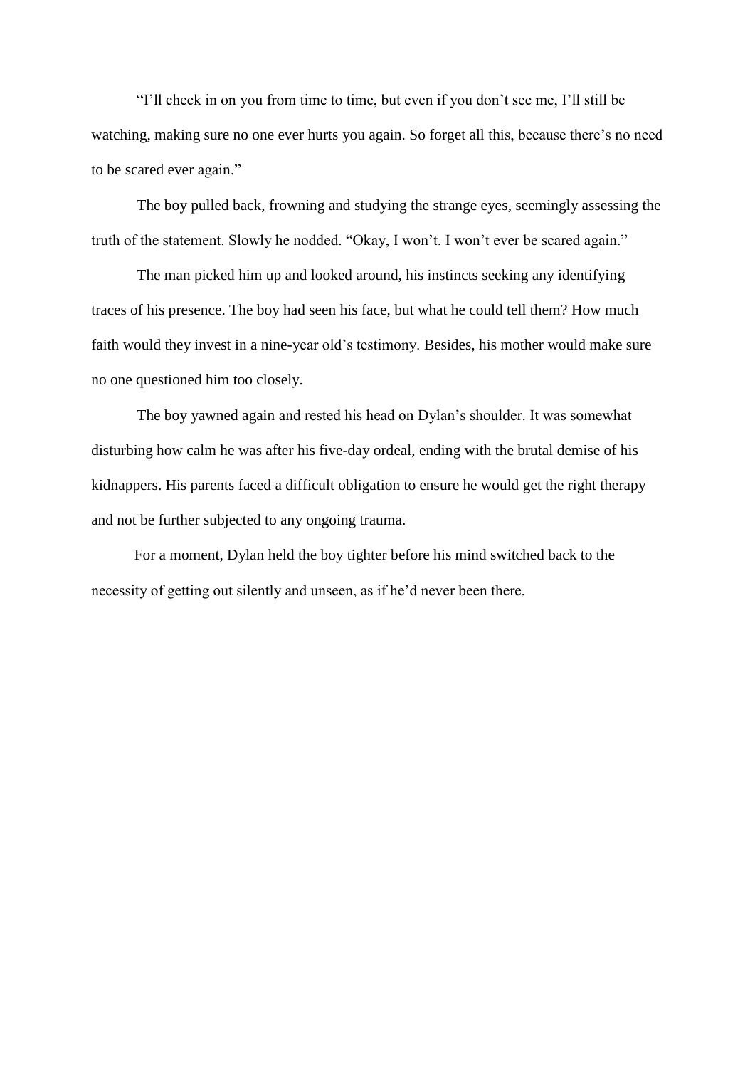"I'll check in on you from time to time, but even if you don't see me, I'll still be watching, making sure no one ever hurts you again. So forget all this, because there's no need to be scared ever again."

The boy pulled back, frowning and studying the strange eyes, seemingly assessing the truth of the statement. Slowly he nodded. "Okay, I won't. I won't ever be scared again."

The man picked him up and looked around, his instincts seeking any identifying traces of his presence. The boy had seen his face, but what he could tell them? How much faith would they invest in a nine-year old's testimony. Besides, his mother would make sure no one questioned him too closely.

The boy yawned again and rested his head on Dylan's shoulder. It was somewhat disturbing how calm he was after his five-day ordeal, ending with the brutal demise of his kidnappers. His parents faced a difficult obligation to ensure he would get the right therapy and not be further subjected to any ongoing trauma.

For a moment, Dylan held the boy tighter before his mind switched back to the necessity of getting out silently and unseen, as if he'd never been there.